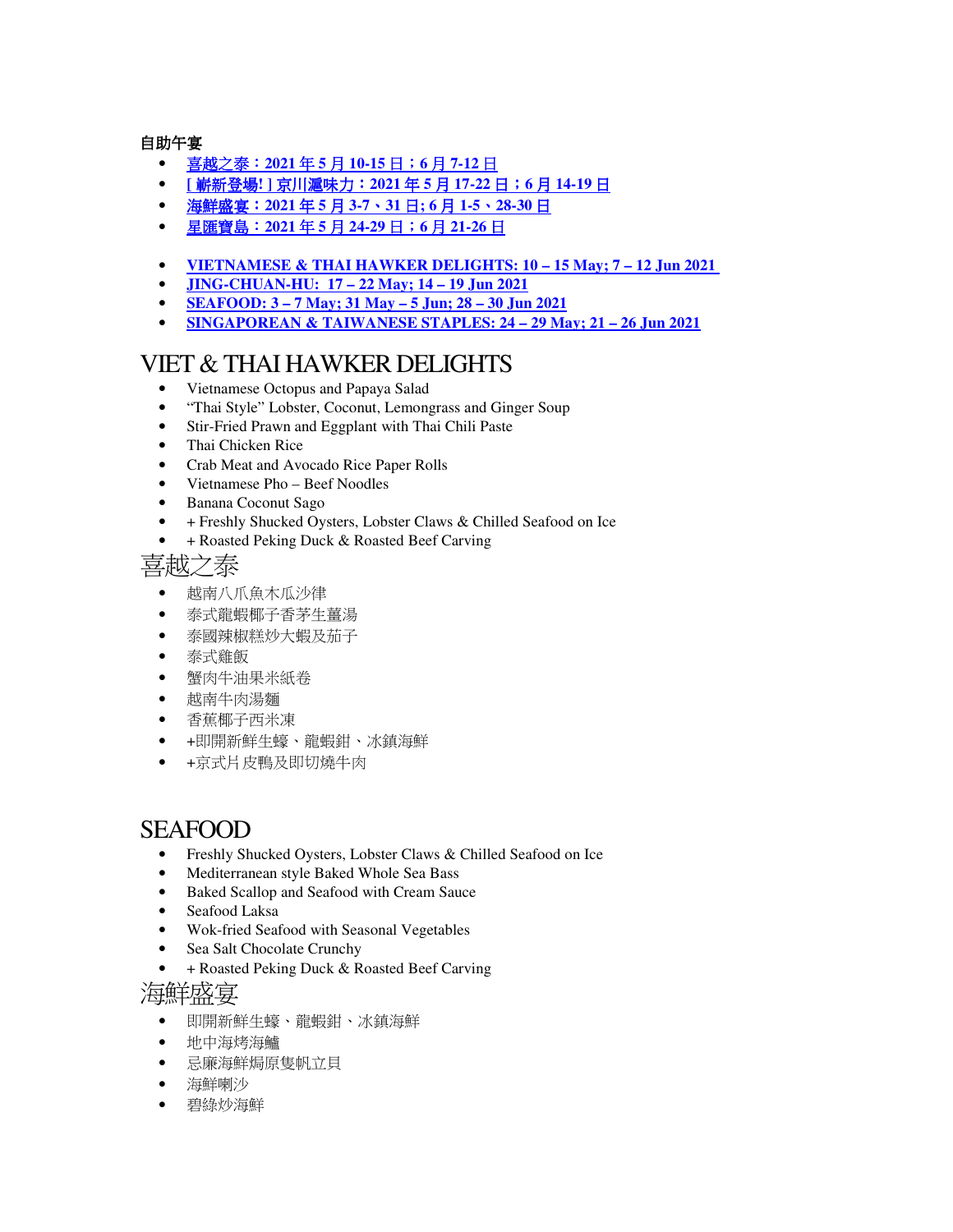**自助午宴**

- 喜越之泰：2021 年 5 月 10-15 日；6 月 7-12 日
- [ 嶄新登場! ] 京川滬味力：2021 年 5 月 17-22 日；6 月 14-19 日
- 海鮮盛宴：2021 年 5 月 3-7、31 日; 6 月 1-5、28-30 日
- 星匯寶島：2021 年 5 月 24-29 日；6 月 21-26 日

- **VIETNAMESE & THAI HAWKER DELIGHTS: 10 – 15 May; 7 – 12 Jun 2021**
- **JING-CHUAN-HU: 17 – 22 May; 14 – 19 Jun 2021**
- **SEAFOOD: 3 – 7 May; 31 May – 5 Jun; 28 – 30 Jun 2021**
- **SINGAPOREAN & TAIWANESE STAPLES: 24 – 29 May; 21 – 26 Jun 2021**

# VIET & THAI HAWKER DELIGHTS

- Vietnamese Octopus and Papaya Salad
- "Thai Style" Lobster, Coconut, Lemongrass and Ginger Soup
- Stir-Fried Prawn and Eggplant with Thai Chili Paste
- Thai Chicken Rice
- Crab Meat and Avocado Rice Paper Rolls
- Vietnamese Pho – Beef Noodles
- Banana Coconut Sago
- + Freshly Shucked Oysters, Lobster Claws & Chilled Seafood on Ice
- + Roasted Peking Duck & Roasted Beef Carving

# 喜越之泰

- 越南八爪魚木瓜沙律
- 泰式龍蝦椰子香茅生薑湯
- 泰國辣椒糕炒大蝦及茄子
- 泰式雞飯
- 蟹肉牛油果米紙卷
- 越南牛肉湯麵
- 香蕉椰子西米凍
- +即開新鮮生蠔、龍蝦鉗、冰鎮海鮮
- +京式片皮鴨及即切燒牛肉

# SEAFOOD

- Freshly Shucked Oysters, Lobster Claws & Chilled Seafood on Ice
- Mediterranean style Baked Whole Sea Bass
- Baked Scallop and Seafood with Cream Sauce
- Seafood Laksa
- Wok-fried Seafood with Seasonal Vegetables
- Sea Salt Chocolate Crunchy
- + Roasted Peking Duck & Roasted Beef Carving

# 海鮮盛宴

- 即開新鮮生蠔、龍蝦鉗、冰鎮海鮮
- 地中海烤海鱸
- 忌廉海鮮焗原隻帆立貝
- 海鮮喇沙
- 碧綠炒海鮮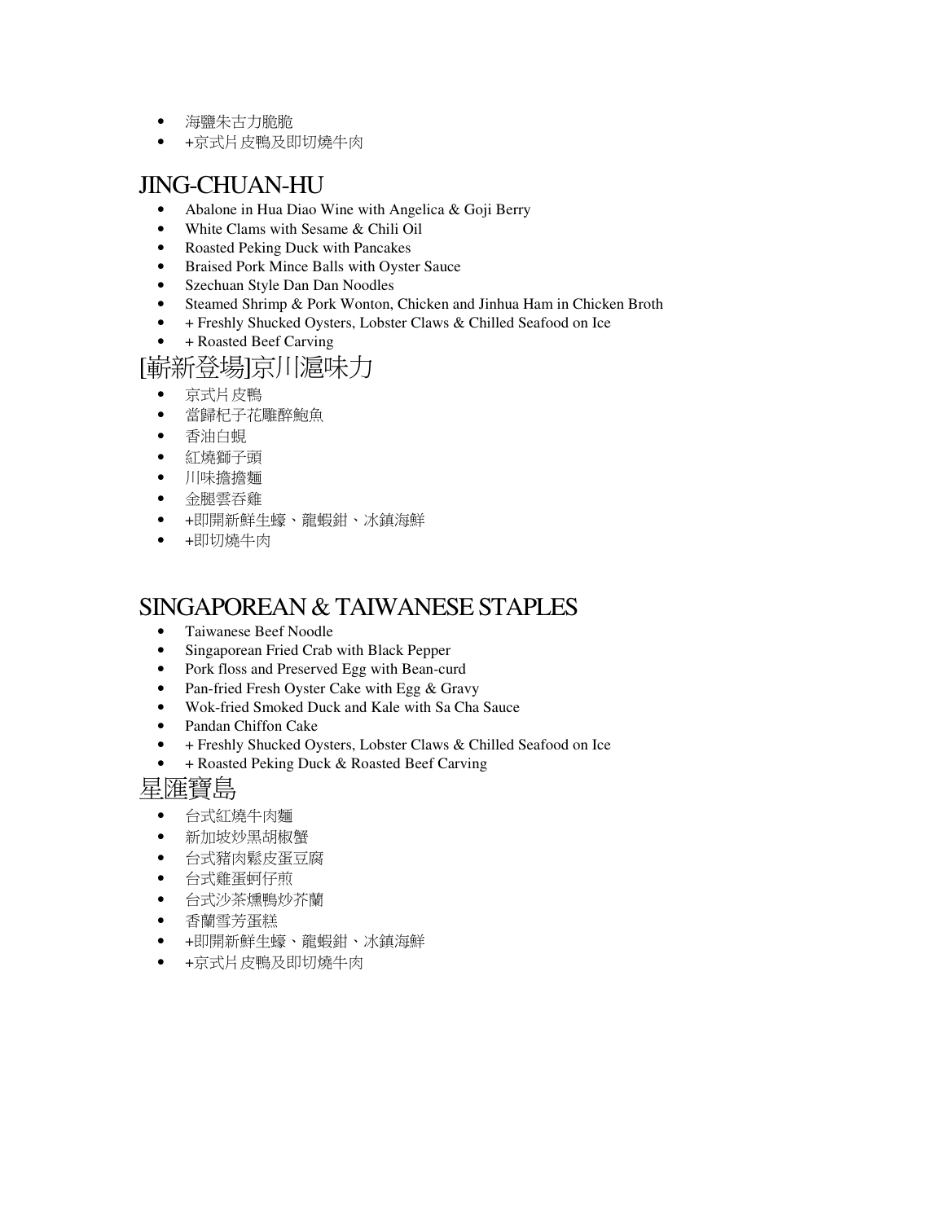- 海鹽朱古力脆脆
- +京式片皮鴨及即切燒牛肉

## JING-CHUAN-HU

- Abalone in Hua Diao Wine with Angelica & Goji Berry
- White Clams with Sesame & Chili Oil
- Roasted Peking Duck with Pancakes
- Braised Pork Mince Balls with Oyster Sauce
- Szechuan Style Dan Dan Noodles
- Steamed Shrimp & Pork Wonton, Chicken and Jinhua Ham in Chicken Broth
- + Freshly Shucked Oysters, Lobster Claws & Chilled Seafood on Ice
- + Roasted Beef Carving

## [嶄新登場]京川滬味力

- 京式片皮鴨
- 當歸杞子花雕醉鮑魚
- 香油白蜆
- 紅燒獅子頭
- 川味擔擔麵
- 金腿雲吞雞
- +即開新鮮生蠔、龍蝦鉗、冰鎮海鮮
- +即切燒牛肉

## SINGAPOREAN & TAIWANESE STAPLES

- Taiwanese Beef Noodle
- Singaporean Fried Crab with Black Pepper
- Pork floss and Preserved Egg with Bean-curd
- Pan-fried Fresh Oyster Cake with Egg & Gravy
- Wok-fried Smoked Duck and Kale with Sa Cha Sauce
- Pandan Chiffon Cake
- + Freshly Shucked Oysters, Lobster Claws & Chilled Seafood on Ice
- + Roasted Peking Duck & Roasted Beef Carving

## 星滙寶島

- 台式紅燒牛肉麵
- 新加坡炒黑胡椒蟹
- 台式豬肉鬆皮蛋豆腐
- 台式雞蛋蚵仔煎
- 台式沙茶燻鴨炒芥蘭
- 香蘭雪芳蛋糕
- +即開新鮮生蠔、龍蝦鉗、冰鎮海鮮
- +京式片皮鴨及即切燒牛肉